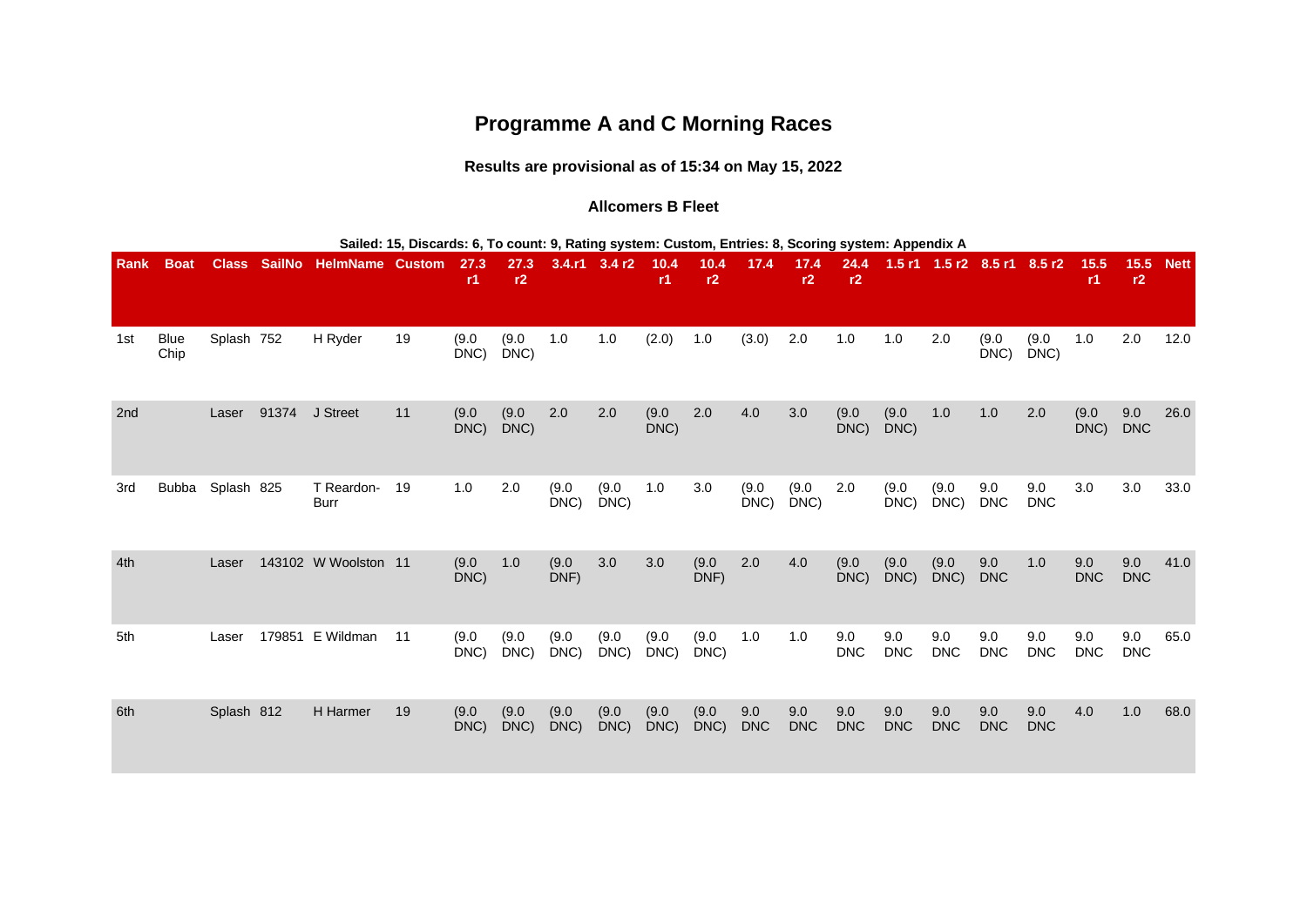# Programme A and C Morning Races

### Results are provisional as of 15:34 on May 15, 2022

#### Allcomers B Fleet

**Sailed: 15, Discards: 6, To count: 9, Rating system: Custom, Entries: 8, Scoring system: Appendix A**

| Rank | Boat | Class | SailNo | HelmName | Custom | 27.3 r1 | 27.3 r2 | 3.4.r1 | 3.4 r2 | 10.4 r1 | 10.4 r2 | 17.4 | 17.4 r2 | 24.4 r2 | 1.5 r1 | 1.5 r2 | 8.5 r1 | 8.5 r2 | 15.5 r1 | 15.5 r2 | Nett |
|---|---|---|---|---|---|---|---|---|---|---|---|---|---|---|---|---|---|---|---|---|---|
| 1st | Blue Chip | Splash | 752 | H Ryder | 19 | (9.0 DNC) | (9.0 DNC) | 1.0 | 1.0 | (2.0) | 1.0 | (3.0) | 2.0 | 1.0 | 1.0 | 2.0 | (9.0 DNC) | (9.0 DNC) | 1.0 | 2.0 | 12.0 |
| 2nd | | Laser | 91374 | J Street | 11 | (9.0 DNC) | (9.0 DNC) | 2.0 | 2.0 | (9.0 DNC) | 2.0 | 4.0 | 3.0 | (9.0 DNC) | (9.0 DNC) | 1.0 | 1.0 | 2.0 | (9.0 DNC) | 9.0 DNC | 26.0 |
| 3rd | Bubba | Splash | 825 | T Reardon-Burr | 19 | 1.0 | 2.0 | (9.0 DNC) | (9.0 DNC) | 1.0 | 3.0 | (9.0 DNC) | (9.0 DNC) | 2.0 | (9.0 DNC) | (9.0 DNC) | 9.0 DNC | 9.0 DNC | 3.0 | 3.0 | 33.0 |
| 4th | | Laser | 143102 | W Woolston | 11 | (9.0 DNC) | 1.0 | (9.0 DNF) | 3.0 | 3.0 | (9.0 DNF) | 2.0 | 4.0 | (9.0 DNC) | (9.0 DNC) | (9.0 DNC) | 9.0 DNC | 1.0 | 9.0 DNC | 9.0 DNC | 41.0 |
| 5th | | Laser | 179851 | E Wildman | 11 | (9.0 DNC) | (9.0 DNC) | (9.0 DNC) | (9.0 DNC) | (9.0 DNC) | (9.0 DNC) | 1.0 | 1.0 | 9.0 DNC | 9.0 DNC | 9.0 DNC | 9.0 DNC | 9.0 DNC | 9.0 DNC | 9.0 DNC | 65.0 |
| 6th | | Splash | 812 | H Harmer | 19 | (9.0 DNC) | (9.0 DNC) | (9.0 DNC) | (9.0 DNC) | (9.0 DNC) | (9.0 DNC) | 9.0 DNC | 9.0 DNC | 9.0 DNC | 9.0 DNC | 9.0 DNC | 9.0 DNC | 9.0 DNC | 4.0 | 1.0 | 68.0 |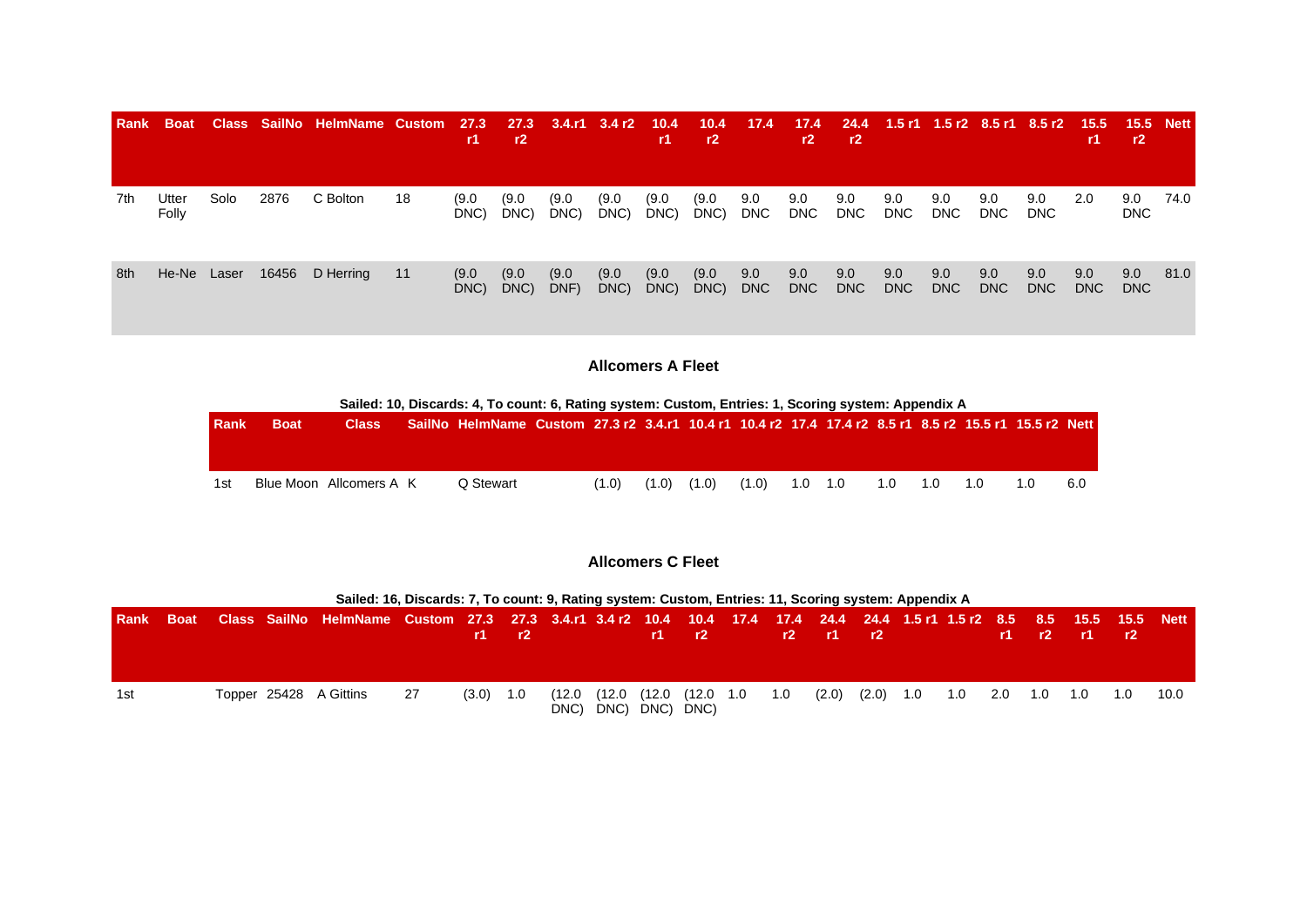| Rank | Boat | Class | SailNo | HelmName | Custom | 27.3 r1 | 27.3 r2 | 3.4.r1 | 3.4 r2 | 10.4 r1 | 10.4 r2 | 17.4 | 17.4 r2 | 24.4 r2 | 1.5 r1 | 1.5 r2 | 8.5 r1 | 8.5 r2 | 15.5 r1 | 15.5 r2 | Nett |
|---|---|---|---|---|---|---|---|---|---|---|---|---|---|---|---|---|---|---|---|---|---|
| 7th | Utter Folly | Solo | 2876 | C Bolton | 18 | (9.0 DNC) | (9.0 DNC) | (9.0 DNC) | (9.0 DNC) | (9.0 DNC) | (9.0 DNC) | 9.0 DNC | 9.0 DNC | 9.0 DNC | 9.0 DNC | 9.0 DNC | 9.0 DNC | 9.0 DNC | 2.0 | 9.0 DNC | 74.0 |
| 8th | He-Ne | Laser | 16456 | D Herring | 11 | (9.0 DNC) | (9.0 DNC) | (9.0 DNF) | (9.0 DNC) | (9.0 DNC) | (9.0 DNC) | 9.0 DNC | 9.0 DNC | 9.0 DNC | 9.0 DNC | 9.0 DNC | 9.0 DNC | 9.0 DNC | 9.0 DNC | 9.0 DNC | 81.0 |

## Allcomers A Fleet

**Sailed: 10, Discards: 4, To count: 6, Rating system: Custom, Entries: 1, Scoring system: Appendix A**

| Rank | Boat | Class | SailNo | HelmName | Custom | 27.3 r2 | 3.4.r1 | 10.4 r1 | 10.4 r2 | 17.4 | 17.4 r2 | 8.5 r1 | 8.5 r2 | 15.5 r1 | 15.5 r2 | Nett |
|---|---|---|---|---|---|---|---|---|---|---|---|---|---|---|---|---|
| 1st | Blue Moon | Allcomers A | K | Q Stewart | | (1.0) | (1.0) | (1.0) | (1.0) | 1.0 | 1.0 | 1.0 | 1.0 | 1.0 | 1.0 | 6.0 |

## Allcomers C Fleet

**Sailed: 16, Discards: 7, To count: 9, Rating system: Custom, Entries: 11, Scoring system: Appendix A**

| Rank | Boat | Class | SailNo | HelmName | Custom | 27.3 r1 | 27.3 r2 | 3.4.r1 | 3.4 r2 | 10.4 r1 | 10.4 r2 | 17.4 | 17.4 r2 | 24.4 r1 | 24.4 r2 | 1.5 r1 | 1.5 r2 | 8.5 r1 | 8.5 r2 | 15.5 r1 | 15.5 r2 | Nett |
|---|---|---|---|---|---|---|---|---|---|---|---|---|---|---|---|---|---|---|---|---|---|---|
| 1st | | Topper | 25428 | A Gittins | 27 | (3.0) | 1.0 | (12.0 DNC) | (12.0 DNC) | (12.0 DNC) | (12.0 DNC) | 1.0 | 1.0 | (2.0) | (2.0) | 1.0 | 1.0 | 2.0 | 1.0 | 1.0 | 1.0 | 10.0 |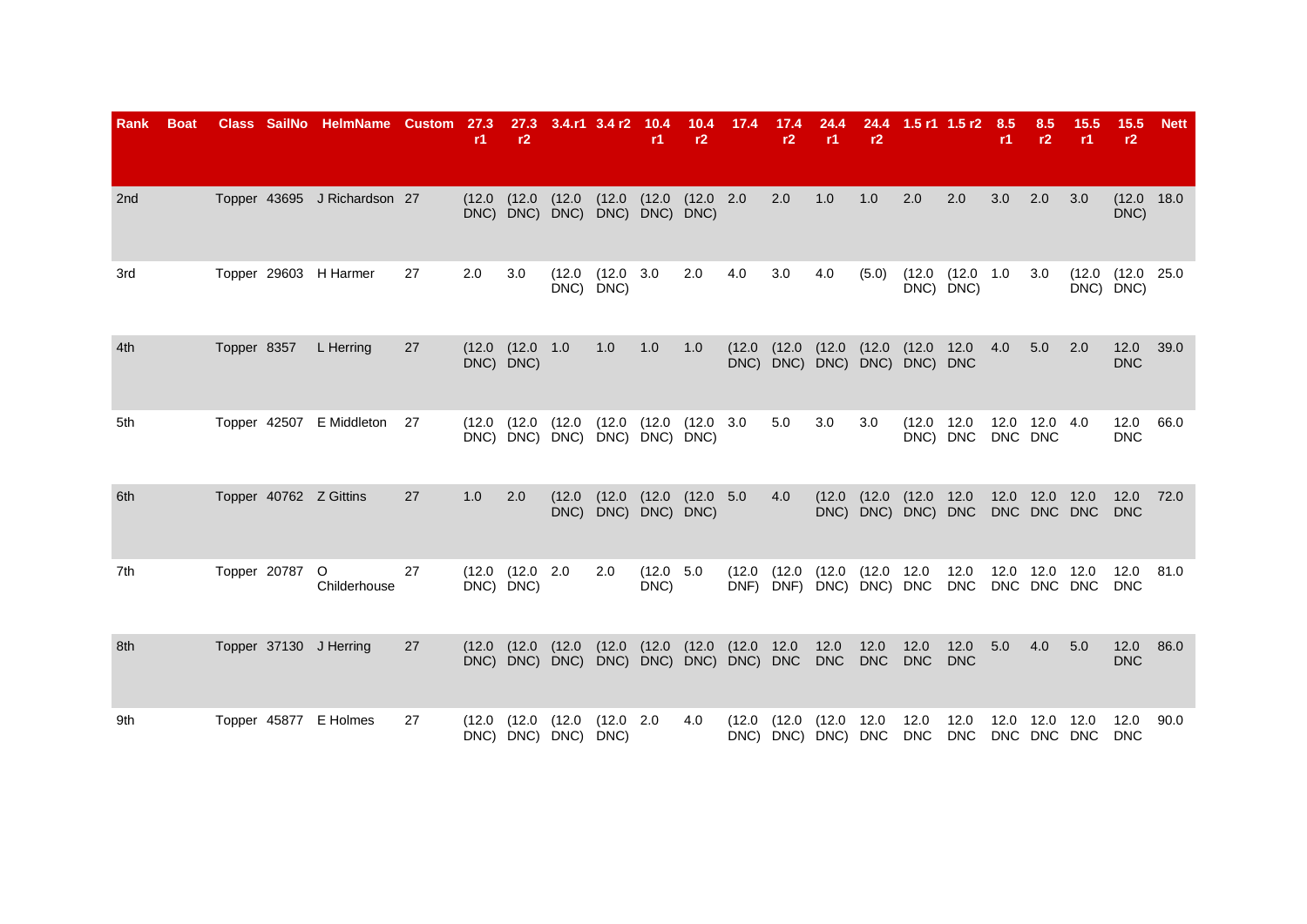| Rank | Boat | Class | SailNo | HelmName | Custom | 27.3 r1 | 27.3 r2 | 3.4.r1 | 3.4 r2 | 10.4 r1 | 10.4 r2 | 17.4 | 17.4 r2 | 24.4 r1 | 24.4 r2 | 1.5 r1 | 1.5 r2 | 8.5 r1 | 8.5 r2 | 15.5 r1 | 15.5 r2 | Nett |
|---|---|---|---|---|---|---|---|---|---|---|---|---|---|---|---|---|---|---|---|---|---|---|
| 2nd | | Topper | 43695 | J Richardson | 27 | (12.0 DNC) | (12.0 DNC) | (12.0 DNC) | (12.0 DNC) | (12.0 DNC) | (12.0 DNC) | 2.0 | 2.0 | 1.0 | 1.0 | 2.0 | 2.0 | 3.0 | 2.0 | 3.0 | (12.0 DNC) | 18.0 |
| 3rd | | Topper | 29603 | H Harmer | 27 | 2.0 | 3.0 | (12.0 DNC) | (12.0 DNC) | 3.0 | 2.0 | 4.0 | 3.0 | 4.0 | (5.0) | (12.0 DNC) | (12.0 DNC) | 1.0 | 3.0 | (12.0 DNC) | (12.0 DNC) | 25.0 |
| 4th | | Topper | 8357 | L Herring | 27 | (12.0 DNC) | (12.0 DNC) | 1.0 | 1.0 | 1.0 | 1.0 | (12.0 DNC) | (12.0 DNC) | (12.0 DNC) | (12.0 DNC) | (12.0 DNC) | 12.0 DNC | 4.0 | 5.0 | 2.0 | 12.0 DNC | 39.0 |
| 5th | | Topper | 42507 | E Middleton | 27 | (12.0 DNC) | (12.0 DNC) | (12.0 DNC) | (12.0 DNC) | (12.0 DNC) | (12.0 DNC) | 3.0 | 5.0 | 3.0 | 3.0 | (12.0 DNC) | 12.0 DNC | 12.0 DNC | 12.0 DNC | 4.0 | 12.0 DNC | 66.0 |
| 6th | | Topper | 40762 | Z Gittins | 27 | 1.0 | 2.0 | (12.0 DNC) | (12.0 DNC) | (12.0 DNC) | (12.0 DNC) | 5.0 | 4.0 | (12.0 DNC) | (12.0 DNC) | (12.0 DNC) | 12.0 DNC | 12.0 DNC | 12.0 DNC | 12.0 DNC | 12.0 DNC | 72.0 |
| 7th | | Topper | 20787 | O Childerhouse | 27 | (12.0 DNC) | (12.0 DNC) | 2.0 | 2.0 | (12.0 DNC) | 5.0 | (12.0 DNF) | (12.0 DNF) | (12.0 DNC) | (12.0 DNC) | 12.0 DNC | 12.0 DNC | 12.0 DNC | 12.0 DNC | 12.0 DNC | 12.0 DNC | 81.0 |
| 8th | | Topper | 37130 | J Herring | 27 | (12.0 DNC) | (12.0 DNC) | (12.0 DNC) | (12.0 DNC) | (12.0 DNC) | (12.0 DNC) | (12.0 DNC) | 12.0 DNC | 12.0 DNC | 12.0 DNC | 12.0 DNC | 12.0 DNC | 5.0 | 4.0 | 5.0 | 12.0 DNC | 86.0 |
| 9th | | Topper | 45877 | E Holmes | 27 | (12.0 DNC) | (12.0 DNC) | (12.0 DNC) | (12.0 DNC) | 2.0 | 4.0 | (12.0 DNC) | (12.0 DNC) | (12.0 DNC) | 12.0 DNC | 12.0 DNC | 12.0 DNC | 12.0 DNC | 12.0 DNC | 12.0 DNC | 12.0 DNC | 90.0 |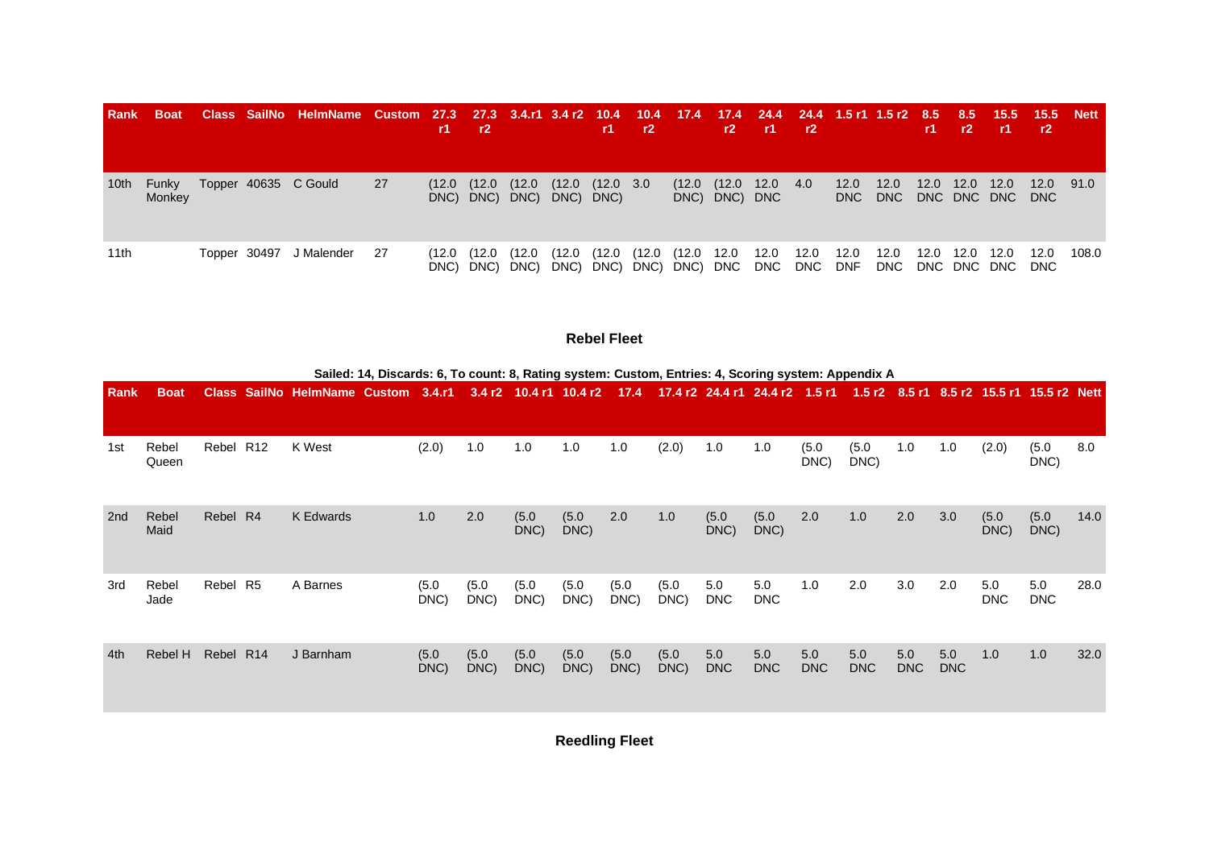| Rank | Boat | Class | SailNo | HelmName | Custom | 27.3 r1 | 27.3 r2 | 3.4.r1 | 3.4 r2 | 10.4 r1 | 10.4 r2 | 17.4 | 17.4 r2 | 24.4 r1 | 24.4 r2 | 1.5 r1 | 1.5 r2 | 8.5 r1 | 8.5 r2 | 15.5 r1 | 15.5 r2 | Nett |
|---|---|---|---|---|---|---|---|---|---|---|---|---|---|---|---|---|---|---|---|---|---|---|
| 10th | Funky Monkey | Topper | 40635 | C Gould | 27 | (12.0 DNC) | (12.0 DNC) | (12.0 DNC) | (12.0 DNC) | (12.0 DNC) | 3.0 | (12.0 DNC) | (12.0 DNC) | 12.0 DNC | 4.0 | 12.0 DNC | 12.0 DNC | 12.0 DNC | 12.0 DNC | 12.0 DNC | 12.0 DNC | 91.0 |
| 11th | | Topper | 30497 | J Malender | 27 | (12.0 DNC) | (12.0 DNC) | (12.0 DNC) | (12.0 DNC) | (12.0 DNC) | (12.0 DNC) | (12.0 DNC) | 12.0 DNC | 12.0 DNC | 12.0 DNC | 12.0 DNF | 12.0 DNC | 12.0 DNC | 12.0 DNC | 12.0 DNC | 12.0 DNC | 108.0 |

## Rebel Fleet

**Sailed: 14, Discards: 6, To count: 8, Rating system: Custom, Entries: 4, Scoring system: Appendix A**

| Rank | Boat | Class | SailNo | HelmName | Custom | 3.4.r1 | 3.4 r2 | 10.4 r1 | 10.4 r2 | 17.4 | 17.4 r2 | 24.4 r1 | 24.4 r2 | 1.5 r1 | 1.5 r2 | 8.5 r1 | 8.5 r2 | 15.5 r1 | 15.5 r2 | Nett |
|---|---|---|---|---|---|---|---|---|---|---|---|---|---|---|---|---|---|---|---|---|
| 1st | Rebel Queen | Rebel | R12 | K West | | (2.0) | 1.0 | 1.0 | 1.0 | 1.0 | (2.0) | 1.0 | 1.0 | (5.0 DNC) | (5.0 DNC) | 1.0 | 1.0 | (2.0) | (5.0 DNC) | 8.0 |
| 2nd | Rebel Maid | Rebel | R4 | K Edwards | | 1.0 | 2.0 | (5.0 DNC) | (5.0 DNC) | 2.0 | 1.0 | (5.0 DNC) | (5.0 DNC) | 2.0 | 1.0 | 2.0 | 3.0 | (5.0 DNC) | (5.0 DNC) | 14.0 |
| 3rd | Rebel Jade | Rebel | R5 | A Barnes | | (5.0 DNC) | (5.0 DNC) | (5.0 DNC) | (5.0 DNC) | (5.0 DNC) | (5.0 DNC) | 5.0 DNC | 5.0 DNC | 1.0 | 2.0 | 3.0 | 2.0 | 5.0 DNC | 5.0 DNC | 28.0 |
| 4th | Rebel H | Rebel | R14 | J Barnham | | (5.0 DNC) | (5.0 DNC) | (5.0 DNC) | (5.0 DNC) | (5.0 DNC) | (5.0 DNC) | 5.0 DNC | 5.0 DNC | 5.0 DNC | 5.0 DNC | 5.0 DNC | 5.0 DNC | 1.0 | 1.0 | 32.0 |

## Reedling Fleet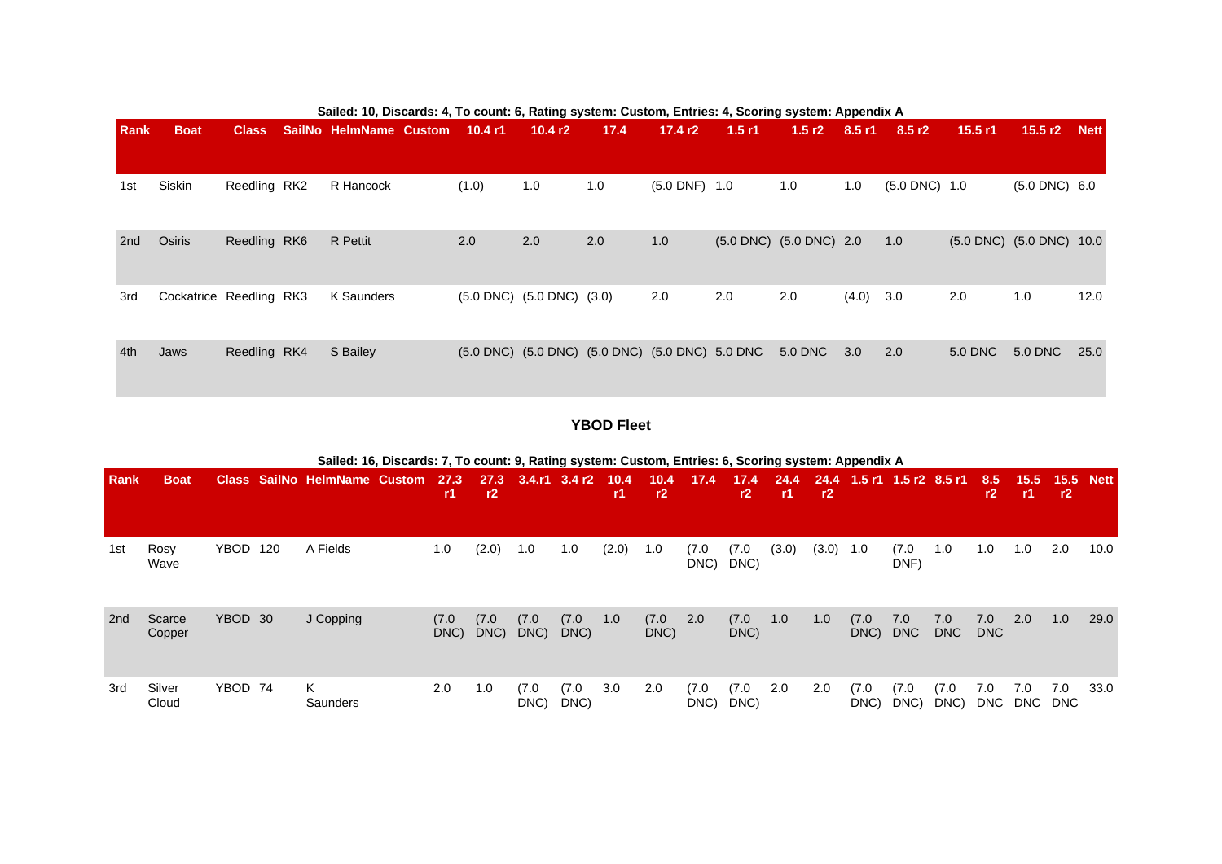Sailed: 10, Discards: 4, To count: 6, Rating system: Custom, Entries: 4, Scoring system: Appendix A

| Rank | Boat | Class | SailNo | HelmName | Custom | 10.4 r1 | 10.4 r2 | 17.4 | 17.4 r2 | 1.5 r1 | 1.5 r2 | 8.5 r1 | 8.5 r2 | 15.5 r1 | 15.5 r2 | Nett |
|---|---|---|---|---|---|---|---|---|---|---|---|---|---|---|---|---|
| 1st | Siskin | Reedling | RK2 | R Hancock | | (1.0) | 1.0 | 1.0 | (5.0 DNF) | 1.0 | 1.0 | 1.0 | (5.0 DNC) | 1.0 | (5.0 DNC) | 6.0 |
| 2nd | Osiris | Reedling | RK6 | R Pettit | | 2.0 | 2.0 | 2.0 | 1.0 | (5.0 DNC) | (5.0 DNC) | 2.0 | 1.0 | (5.0 DNC) | (5.0 DNC) | 10.0 |
| 3rd | Cockatrice | Reedling | RK3 | K Saunders | | (5.0 DNC) | (5.0 DNC) | (3.0) | 2.0 | 2.0 | 2.0 | (4.0) | 3.0 | 2.0 | 1.0 | 12.0 |
| 4th | Jaws | Reedling | RK4 | S Bailey | | (5.0 DNC) | (5.0 DNC) | (5.0 DNC) | (5.0 DNC) | 5.0 DNC | 5.0 DNC | 3.0 | 2.0 | 5.0 DNC | 5.0 DNC | 25.0 |

## YBOD Fleet

Sailed: 16, Discards: 7, To count: 9, Rating system: Custom, Entries: 6, Scoring system: Appendix A

| Rank | Boat | Class | SailNo | HelmName | Custom | 27.3 r1 | 27.3 r2 | 3.4.r1 | 3.4 r2 | 10.4 r1 | 10.4 r2 | 17.4 | 17.4 r2 | 24.4 r1 | 24.4 r2 | 1.5 r1 | 1.5 r2 | 8.5 r1 | 8.5 r2 | 15.5 r1 | 15.5 r2 | Nett |
|---|---|---|---|---|---|---|---|---|---|---|---|---|---|---|---|---|---|---|---|---|---|---|
| 1st | Rosy Wave | YBOD | 120 | A Fields | | 1.0 | (2.0) | 1.0 | 1.0 | (2.0) | 1.0 | (7.0 DNC) | (7.0 DNC) | (3.0) | (3.0) | 1.0 | (7.0 DNF) | 1.0 | 1.0 | 1.0 | 2.0 | 10.0 |
| 2nd | Scarce Copper | YBOD | 30 | J Copping | | (7.0 DNC) | (7.0 DNC) | (7.0 DNC) | (7.0 DNC) | 1.0 | (7.0 DNC) | 2.0 | (7.0 DNC) | 1.0 | 1.0 | (7.0 DNC) | 7.0 DNC | 7.0 DNC | 7.0 DNC | 2.0 | 1.0 | 29.0 |
| 3rd | Silver Cloud | YBOD | 74 | K Saunders | | 2.0 | 1.0 | (7.0 DNC) | (7.0 DNC) | 3.0 | 2.0 | (7.0 DNC) | (7.0 DNC) | 2.0 | 2.0 | (7.0 DNC) | (7.0 DNC) | (7.0 DNC) | 7.0 DNC | 7.0 DNC | 7.0 DNC | 33.0 |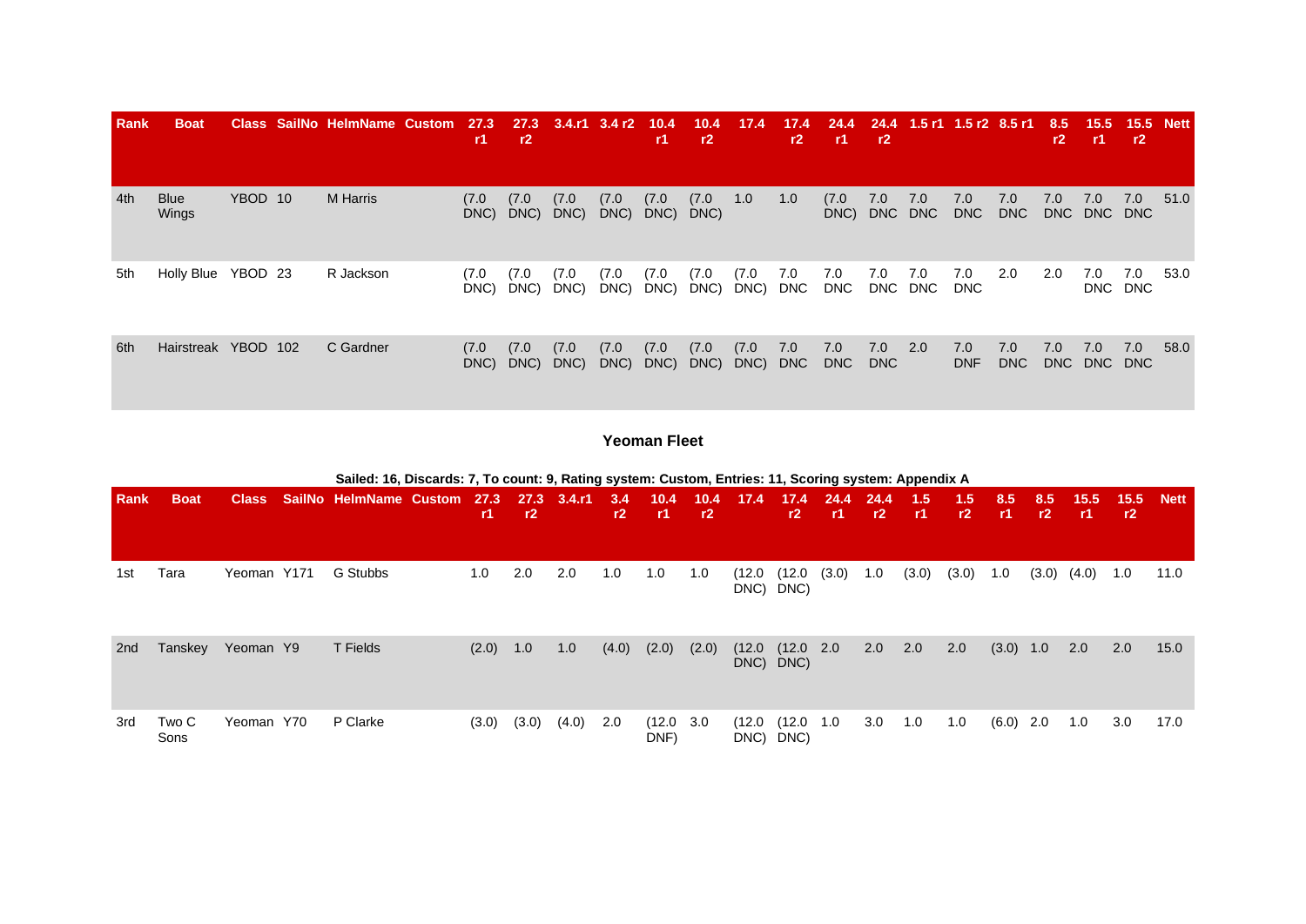| Rank | Boat | Class | SailNo | HelmName | Custom | 27.3 r1 | 27.3 r2 | 3.4.r1 | 3.4 r2 | 10.4 r1 | 10.4 r2 | 17.4 | 17.4 r2 | 24.4 r1 | 24.4 r2 | 1.5 r1 | 1.5 r2 | 8.5 r1 | 8.5 r2 | 15.5 r1 | 15.5 r2 | Nett |
|---|---|---|---|---|---|---|---|---|---|---|---|---|---|---|---|---|---|---|---|---|---|---|
| 4th | Blue Wings | YBOD | 10 | M Harris | | (7.0 DNC) | (7.0 DNC) | (7.0 DNC) | (7.0 DNC) | (7.0 DNC) | (7.0 DNC) | 1.0 | 1.0 | (7.0 DNC) | 7.0 DNC | 7.0 DNC | 7.0 DNC | 7.0 DNC | 7.0 DNC | 7.0 DNC | 7.0 DNC | 51.0 |
| 5th | Holly Blue | YBOD | 23 | R Jackson | | (7.0 DNC) | (7.0 DNC) | (7.0 DNC) | (7.0 DNC) | (7.0 DNC) | (7.0 DNC) | (7.0 DNC) | 7.0 DNC | 7.0 DNC | 7.0 DNC | 7.0 DNC | 7.0 DNC | 2.0 | 2.0 | 7.0 DNC | 7.0 DNC | 53.0 |
| 6th | Hairstreak | YBOD | 102 | C Gardner | | (7.0 DNC) | (7.0 DNC) | (7.0 DNC) | (7.0 DNC) | (7.0 DNC) | (7.0 DNC) | (7.0 DNC) | 7.0 DNC | 7.0 DNC | 7.0 DNC | 2.0 | 7.0 DNF | 7.0 DNC | 7.0 DNC | 7.0 DNC | 7.0 DNC | 58.0 |

### Yeoman Fleet

**Sailed: 16, Discards: 7, To count: 9, Rating system: Custom, Entries: 11, Scoring system: Appendix A**

| Rank | Boat | Class | SailNo | HelmName | Custom | 27.3 r1 | 27.3 r2 | 3.4.r1 | 3.4 r2 | 10.4 r1 | 10.4 r2 | 17.4 | 17.4 r2 | 24.4 r1 | 24.4 r2 | 1.5 r1 | 1.5 r2 | 8.5 r1 | 8.5 r2 | 15.5 r1 | 15.5 r2 | Nett |
|---|---|---|---|---|---|---|---|---|---|---|---|---|---|---|---|---|---|---|---|---|---|---|
| 1st | Tara | Yeoman | Y171 | G Stubbs | | 1.0 | 2.0 | 2.0 | 1.0 | 1.0 | 1.0 | (12.0 DNC) | (12.0 DNC) | (3.0) | 1.0 | (3.0) | (3.0) | 1.0 | (3.0) | (4.0) | 1.0 | 11.0 |
| 2nd | Tanskey | Yeoman | Y9 | T Fields | | (2.0) | 1.0 | 1.0 | (4.0) | (2.0) | (2.0) | (12.0 DNC) | (12.0 DNC) | 2.0 | 2.0 | 2.0 | 2.0 | (3.0) | 1.0 | 2.0 | 2.0 | 15.0 |
| 3rd | Two C Sons | Yeoman | Y70 | P Clarke | | (3.0) | (3.0) | (4.0) | 2.0 | (12.0 DNF) | 3.0 | (12.0 DNC) | (12.0 DNC) | 1.0 | 3.0 | 1.0 | 1.0 | (6.0) | 2.0 | 1.0 | 3.0 | 17.0 |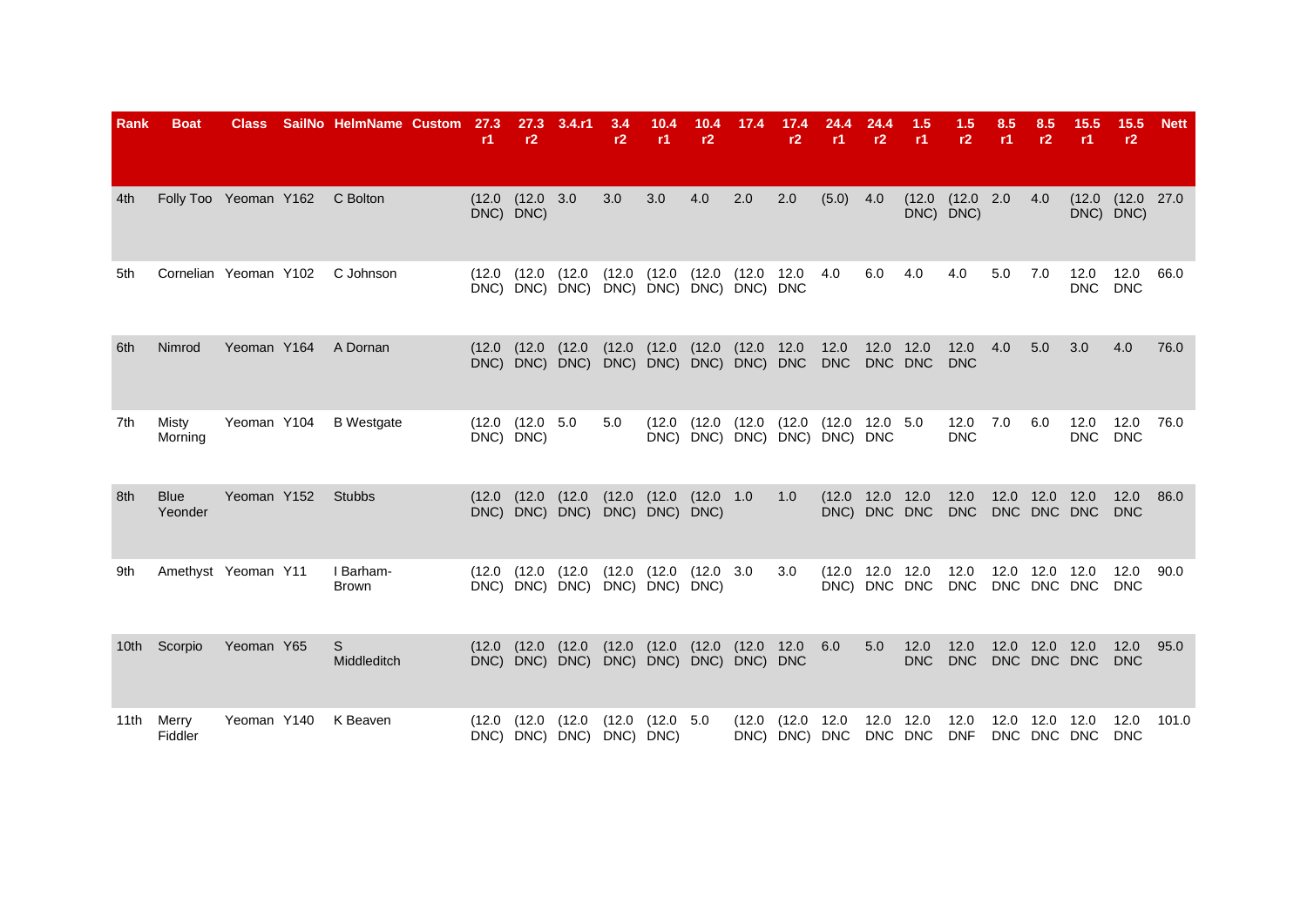| Rank | Boat | Class | SailNo | HelmName | Custom | 27.3 r1 | 27.3 r2 | 3.4.r1 | 3.4 r2 | 10.4 r1 | 10.4 r2 | 17.4 | 17.4 r2 | 24.4 r1 | 24.4 r2 | 1.5 r1 | 1.5 r2 | 8.5 r1 | 8.5 r2 | 15.5 r1 | 15.5 r2 | Nett |
|---|---|---|---|---|---|---|---|---|---|---|---|---|---|---|---|---|---|---|---|---|---|---|
| 4th | Folly Too | Yeoman | Y162 | C Bolton | | (12.0 DNC) | (12.0 DNC) | 3.0 | 3.0 | 3.0 | 4.0 | 2.0 | 2.0 | (5.0) | 4.0 | (12.0 DNC) | (12.0 DNC) | 2.0 | 4.0 | (12.0 DNC) | (12.0 DNC) | 27.0 |
| 5th | Cornelian | Yeoman | Y102 | C Johnson | | (12.0 DNC) | (12.0 DNC) | (12.0 DNC) | (12.0 DNC) | (12.0 DNC) | (12.0 DNC) | (12.0 DNC) | 12.0 DNC | 4.0 | 6.0 | 4.0 | 4.0 | 5.0 | 7.0 | 12.0 DNC | 12.0 DNC | 66.0 |
| 6th | Nimrod | Yeoman | Y164 | A Dornan | | (12.0 DNC) | (12.0 DNC) | (12.0 DNC) | (12.0 DNC) | (12.0 DNC) | (12.0 DNC) | (12.0 DNC) | 12.0 DNC | 12.0 DNC | 12.0 DNC | 12.0 DNC | 12.0 DNC | 4.0 | 5.0 | 3.0 | 4.0 | 76.0 |
| 7th | Misty Morning | Yeoman | Y104 | B Westgate | | (12.0 DNC) | (12.0 DNC) | 5.0 | 5.0 | (12.0 DNC) | (12.0 DNC) | (12.0 DNC) | (12.0 DNC) | (12.0 DNC) | 12.0 DNC | 5.0 | 12.0 DNC | 7.0 | 6.0 | 12.0 DNC | 12.0 DNC | 76.0 |
| 8th | Blue Yeonder | Yeoman | Y152 | Stubbs | | (12.0 DNC) | (12.0 DNC) | (12.0 DNC) | (12.0 DNC) | (12.0 DNC) | (12.0 DNC) | 1.0 | 1.0 | (12.0 DNC) | 12.0 DNC | 12.0 DNC | 12.0 DNC | 12.0 DNC | 12.0 DNC | 12.0 DNC | 12.0 DNC | 86.0 |
| 9th | Amethyst | Yeoman | Y11 | I Barham-Brown | | (12.0 DNC) | (12.0 DNC) | (12.0 DNC) | (12.0 DNC) | (12.0 DNC) | (12.0 DNC) | 3.0 | 3.0 | (12.0 DNC) | 12.0 DNC | 12.0 DNC | 12.0 DNC | 12.0 DNC | 12.0 DNC | 12.0 DNC | 12.0 DNC | 90.0 |
| 10th | Scorpio | Yeoman | Y65 | S Middleditch | | (12.0 DNC) | (12.0 DNC) | (12.0 DNC) | (12.0 DNC) | (12.0 DNC) | (12.0 DNC) | (12.0 DNC) | 12.0 DNC | 6.0 | 5.0 | 12.0 DNC | 12.0 DNC | 12.0 DNC | 12.0 DNC | 12.0 DNC | 12.0 DNC | 95.0 |
| 11th | Merry Fiddler | Yeoman | Y140 | K Beaven | | (12.0 DNC) | (12.0 DNC) | (12.0 DNC) | (12.0 DNC) | (12.0 DNC) | 5.0 | (12.0 DNC) | (12.0 DNC) | 12.0 DNC | 12.0 DNC | 12.0 DNC | 12.0 DNF | 12.0 DNC | 12.0 DNC | 12.0 DNC | 12.0 DNC | 101.0 |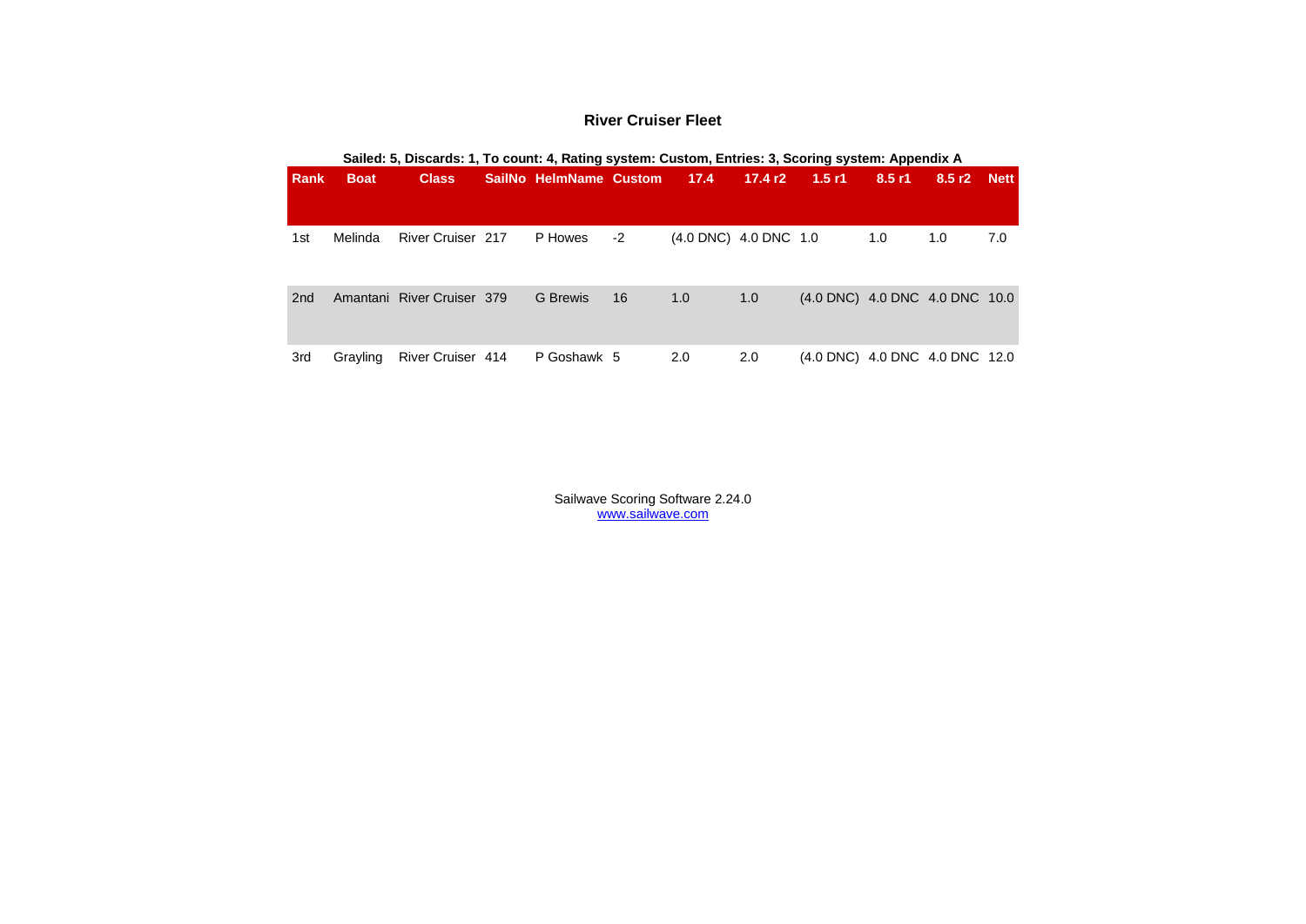### River Cruiser Fleet

**Sailed: 5, Discards: 1, To count: 4, Rating system: Custom, Entries: 3, Scoring system: Appendix A**

| Rank | Boat | Class | SailNo | HelmName | Custom | 17.4 | 17.4 r2 | 1.5 r1 | 8.5 r1 | 8.5 r2 | Nett |
|---|---|---|---|---|---|---|---|---|---|---|---|
| 1st | Melinda | River Cruiser | 217 | P Howes | -2 | (4.0 DNC) | 4.0 DNC | 1.0 | 1.0 | 1.0 | 7.0 |
| 2nd | Amantani | River Cruiser | 379 | G Brewis | 16 | 1.0 | 1.0 | (4.0 DNC) | 4.0 DNC | 4.0 DNC | 10.0 |
| 3rd | Grayling | River Cruiser | 414 | P Goshawk | 5 | 2.0 | 2.0 | (4.0 DNC) | 4.0 DNC | 4.0 DNC | 12.0 |

Sailwave Scoring Software 2.24.0
www.sailwave.com